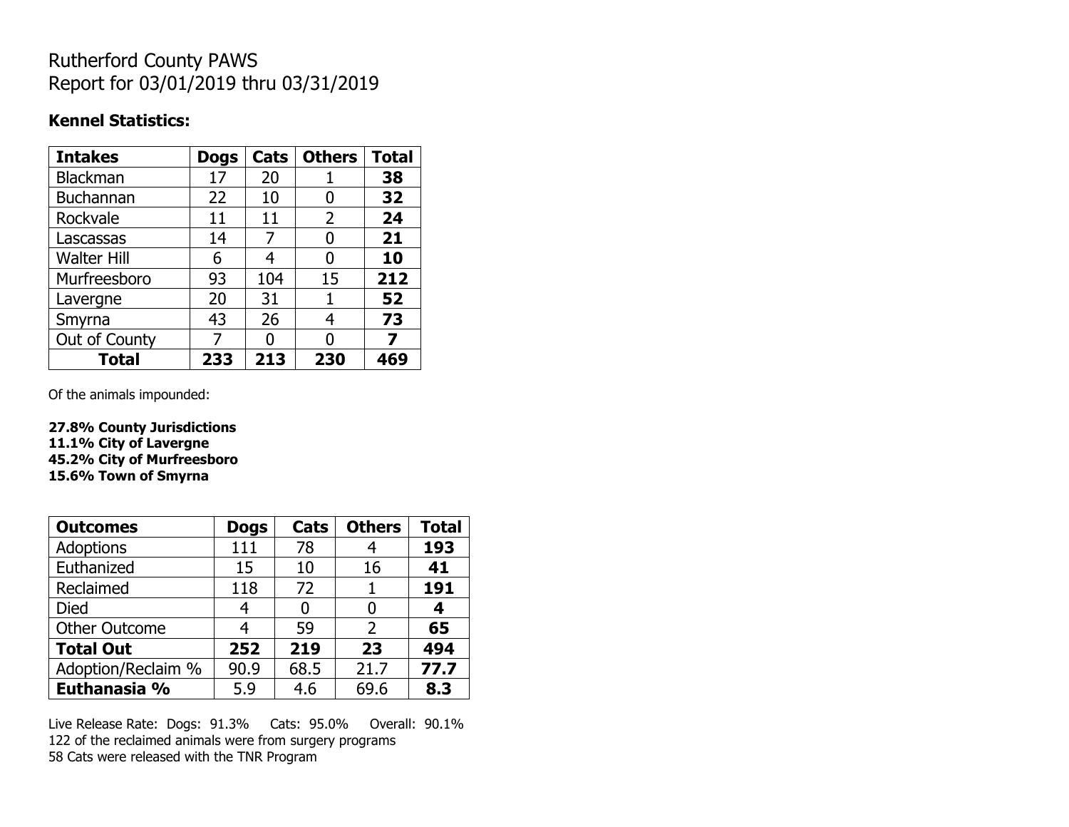Rutherford County PAWS
Report for 03/01/2019 thru 03/31/2019

**Kennel Statistics:**

| Intakes | Dogs | Cats | Others | Total |
|---|---|---|---|---|
| Blackman | 17 | 20 | 1 | **38** |
| Buchannan | 22 | 10 | 0 | **32** |
| Rockvale | 11 | 11 | 2 | **24** |
| Lascassas | 14 | 7 | 0 | **21** |
| Walter Hill | 6 | 4 | 0 | **10** |
| Murfreesboro | 93 | 104 | 15 | **212** |
| Lavergne | 20 | 31 | 1 | **52** |
| Smyrna | 43 | 26 | 4 | **73** |
| Out of County | 7 | 0 | 0 | **7** |
| **Total** | **233** | **213** | **230** | **469** |

Of the animals impounded:

**27.8% County Jurisdictions**
**11.1% City of Lavergne**
**45.2% City of Murfreesboro**
**15.6% Town of Smyrna**

| Outcomes | Dogs | Cats | Others | Total |
|---|---|---|---|---|
| Adoptions | 111 | 78 | 4 | **193** |
| Euthanized | 15 | 10 | 16 | **41** |
| Reclaimed | 118 | 72 | 1 | **191** |
| Died | 4 | 0 | 0 | **4** |
| Other Outcome | 4 | 59 | 2 | **65** |
| **Total Out** | **252** | **219** | **23** | **494** |
| Adoption/Reclaim % | 90.9 | 68.5 | 21.7 | **77.7** |
| **Euthanasia %** | 5.9 | 4.6 | 69.6 | **8.3** |

Live Release Rate: Dogs: 91.3% Cats: 95.0% Overall: 90.1%
122 of the reclaimed animals were from surgery programs
58 Cats were released with the TNR Program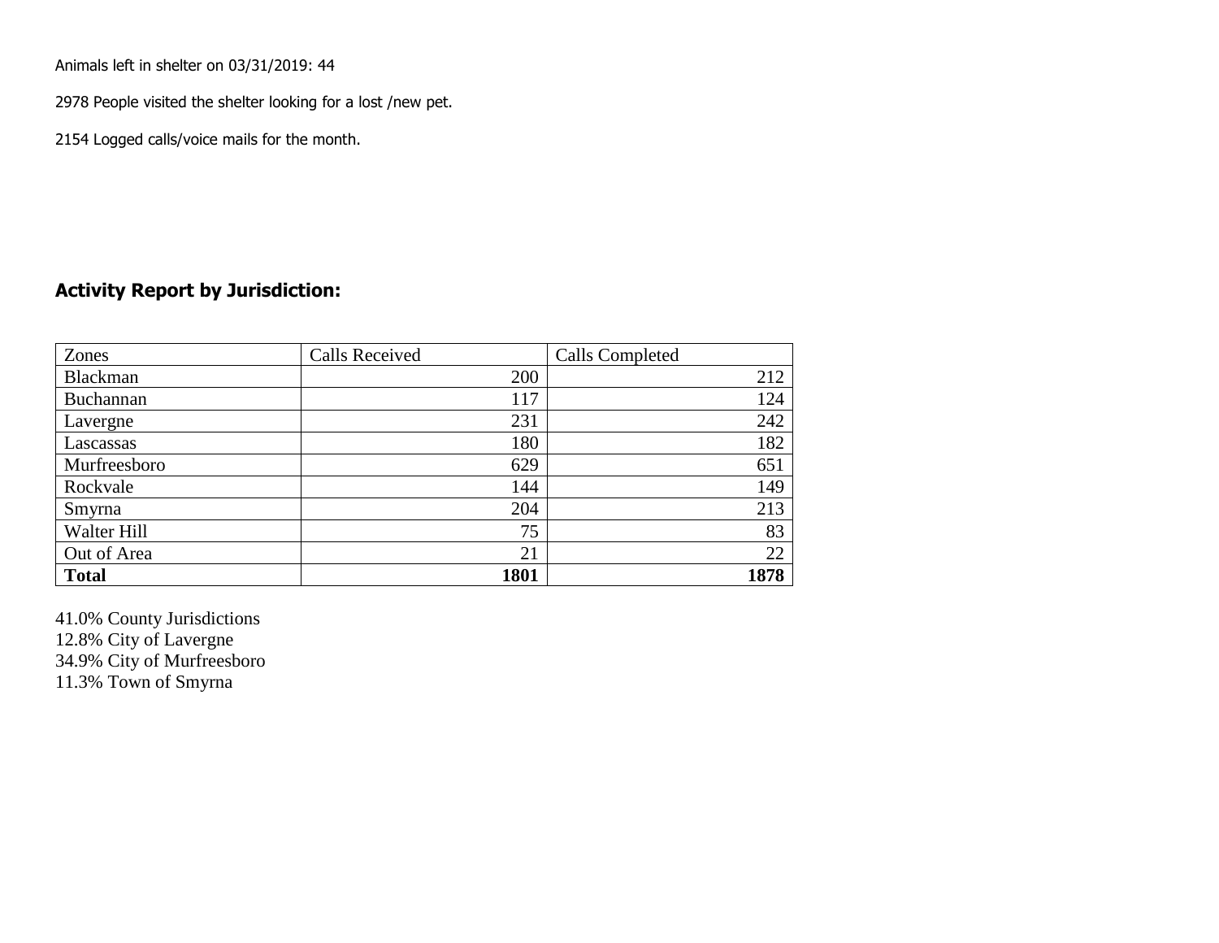Animals left in shelter on 03/31/2019: 44

2978 People visited the shelter looking for a lost /new pet.

2154 Logged calls/voice mails for the month.

## Activity Report by Jurisdiction:

| Zones | Calls Received | Calls Completed |
|---|---|---|
| Blackman | 200 | 212 |
| Buchannan | 117 | 124 |
| Lavergne | 231 | 242 |
| Lascassas | 180 | 182 |
| Murfreesboro | 629 | 651 |
| Rockvale | 144 | 149 |
| Smyrna | 204 | 213 |
| Walter Hill | 75 | 83 |
| Out of Area | 21 | 22 |
| **Total** | **1801** | **1878** |

41.0% County Jurisdictions
12.8% City of Lavergne
34.9% City of Murfreesboro
11.3% Town of Smyrna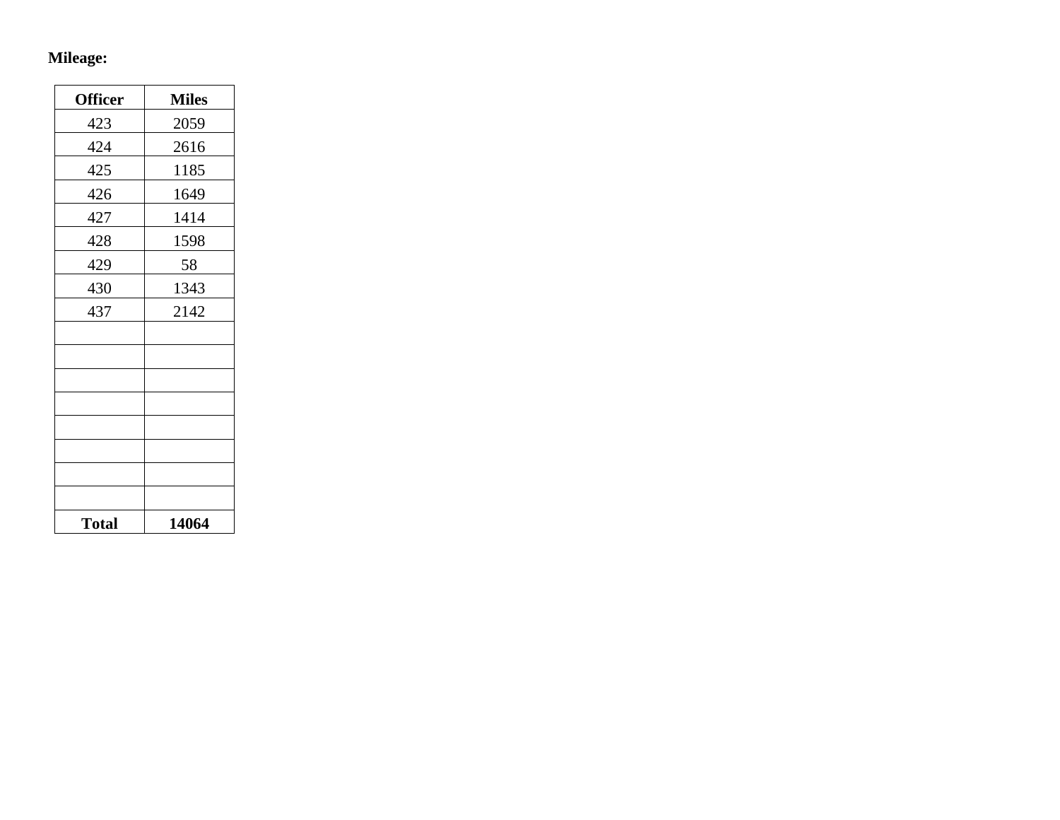**Mileage:**

| Officer | Miles |
|---|---|
| 423 | 2059 |
| 424 | 2616 |
| 425 | 1185 |
| 426 | 1649 |
| 427 | 1414 |
| 428 | 1598 |
| 429 | 58 |
| 430 | 1343 |
| 437 | 2142 |
| | |
| | |
| | |
| | |
| | |
| | |
| | |
| | |
| **Total** | **14064** |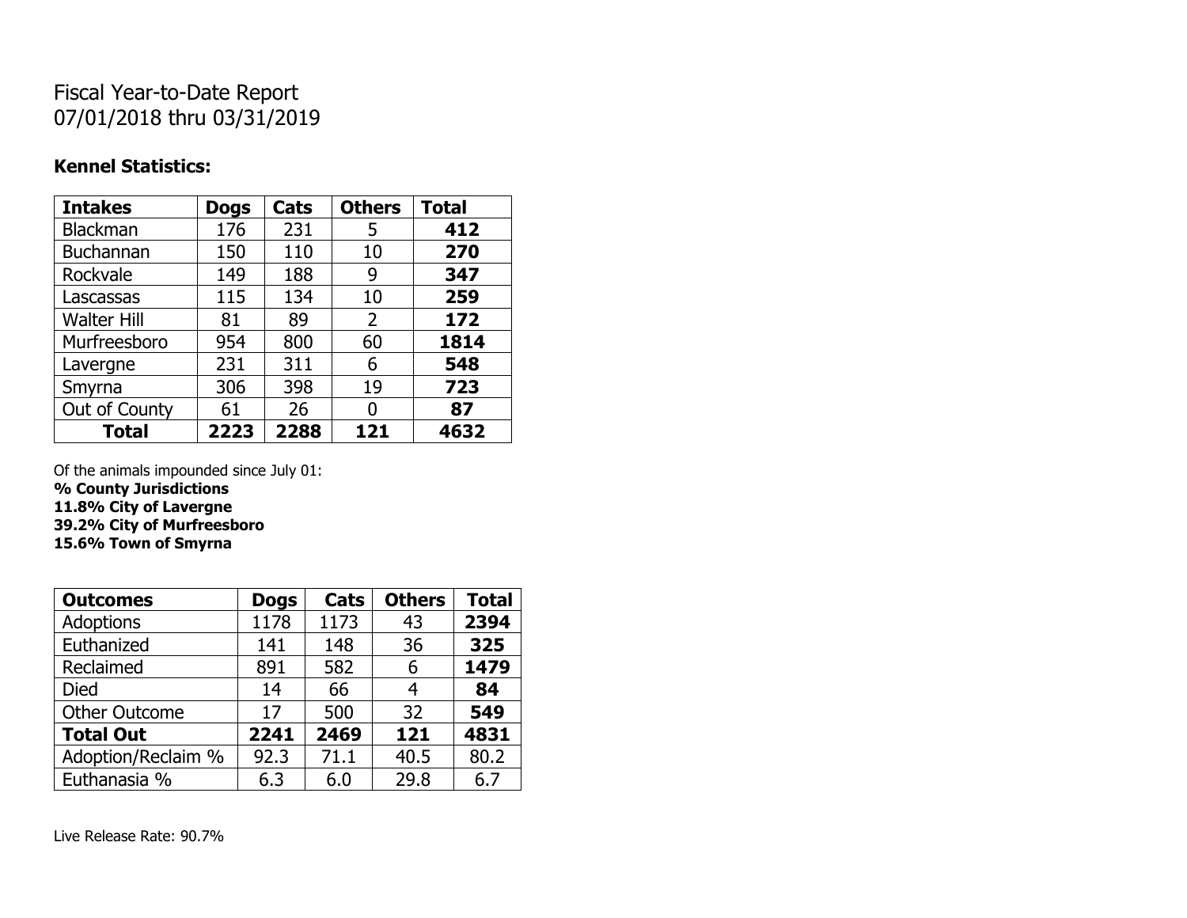Fiscal Year-to-Date Report
07/01/2018 thru 03/31/2019

**Kennel Statistics:**

| **Intakes** | **Dogs** | **Cats** | **Others** | **Total** |
|---|---|---|---|---|
| Blackman | 176 | 231 | 5 | **412** |
| Buchannan | 150 | 110 | 10 | **270** |
| Rockvale | 149 | 188 | 9 | **347** |
| Lascassas | 115 | 134 | 10 | **259** |
| Walter Hill | 81 | 89 | 2 | **172** |
| Murfreesboro | 954 | 800 | 60 | **1814** |
| Lavergne | 231 | 311 | 6 | **548** |
| Smyrna | 306 | 398 | 19 | **723** |
| Out of County | 61 | 26 | 0 | **87** |
| **Total** | **2223** | **2288** | **121** | **4632** |

Of the animals impounded since July 01:
**% County Jurisdictions**
**11.8% City of Lavergne**
**39.2% City of Murfreesboro**
**15.6% Town of Smyrna**

| **Outcomes** | **Dogs** | **Cats** | **Others** | **Total** |
|---|---|---|---|---|
| Adoptions | 1178 | 1173 | 43 | **2394** |
| Euthanized | 141 | 148 | 36 | **325** |
| Reclaimed | 891 | 582 | 6 | **1479** |
| Died | 14 | 66 | 4 | **84** |
| Other Outcome | 17 | 500 | 32 | **549** |
| **Total Out** | **2241** | **2469** | **121** | **4831** |
| Adoption/Reclaim % | 92.3 | 71.1 | 40.5 | 80.2 |
| Euthanasia % | 6.3 | 6.0 | 29.8 | 6.7 |

Live Release Rate: 90.7%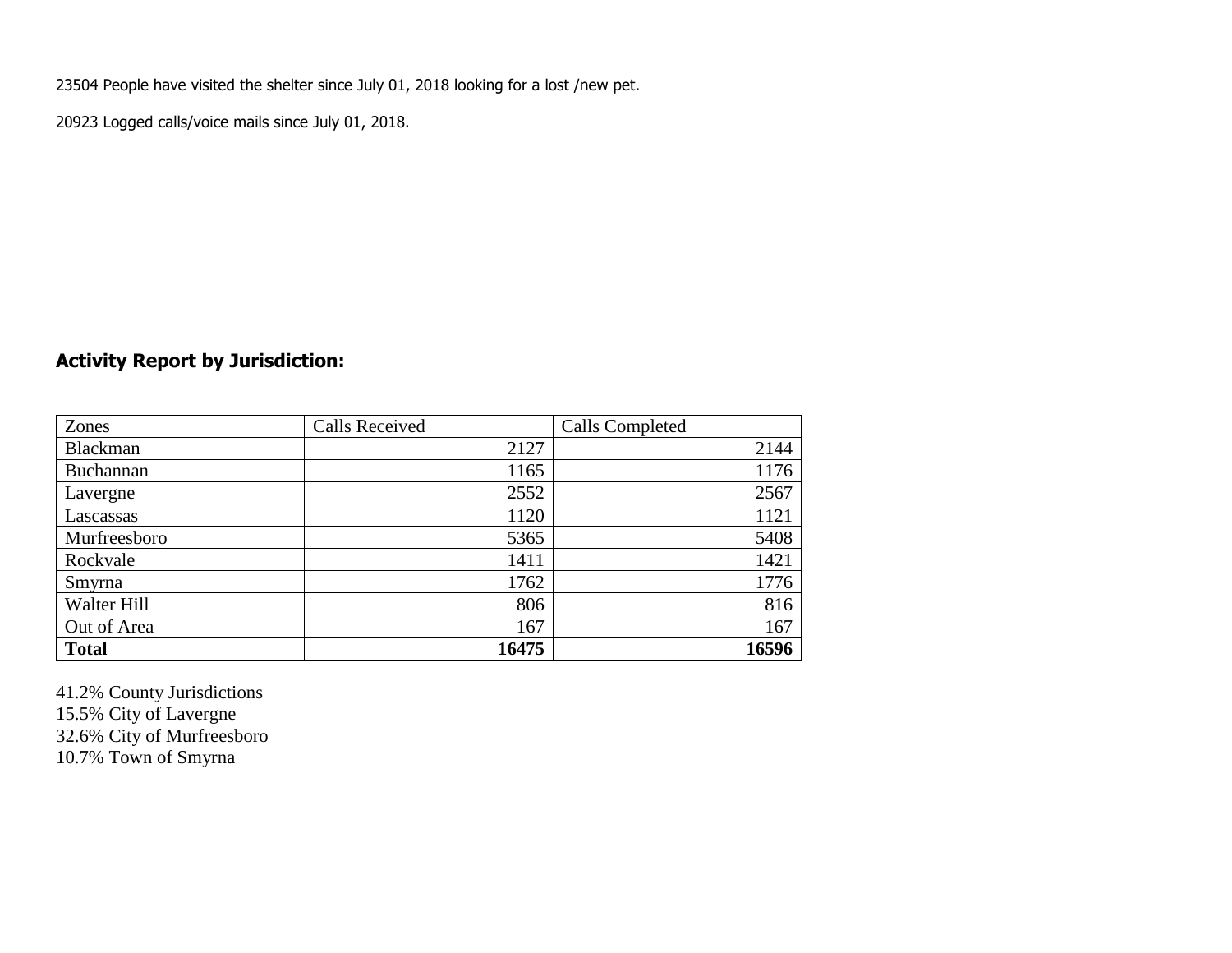23504 People have visited the shelter since July 01, 2018 looking for a lost /new pet.

20923 Logged calls/voice mails since July 01, 2018.

## Activity Report by Jurisdiction:

| Zones | Calls Received | Calls Completed |
|---|---|---|
| Blackman | 2127 | 2144 |
| Buchannan | 1165 | 1176 |
| Lavergne | 2552 | 2567 |
| Lascassas | 1120 | 1121 |
| Murfreesboro | 5365 | 5408 |
| Rockvale | 1411 | 1421 |
| Smyrna | 1762 | 1776 |
| Walter Hill | 806 | 816 |
| Out of Area | 167 | 167 |
| **Total** | **16475** | **16596** |

41.2% County Jurisdictions
15.5% City of Lavergne
32.6% City of Murfreesboro
10.7% Town of Smyrna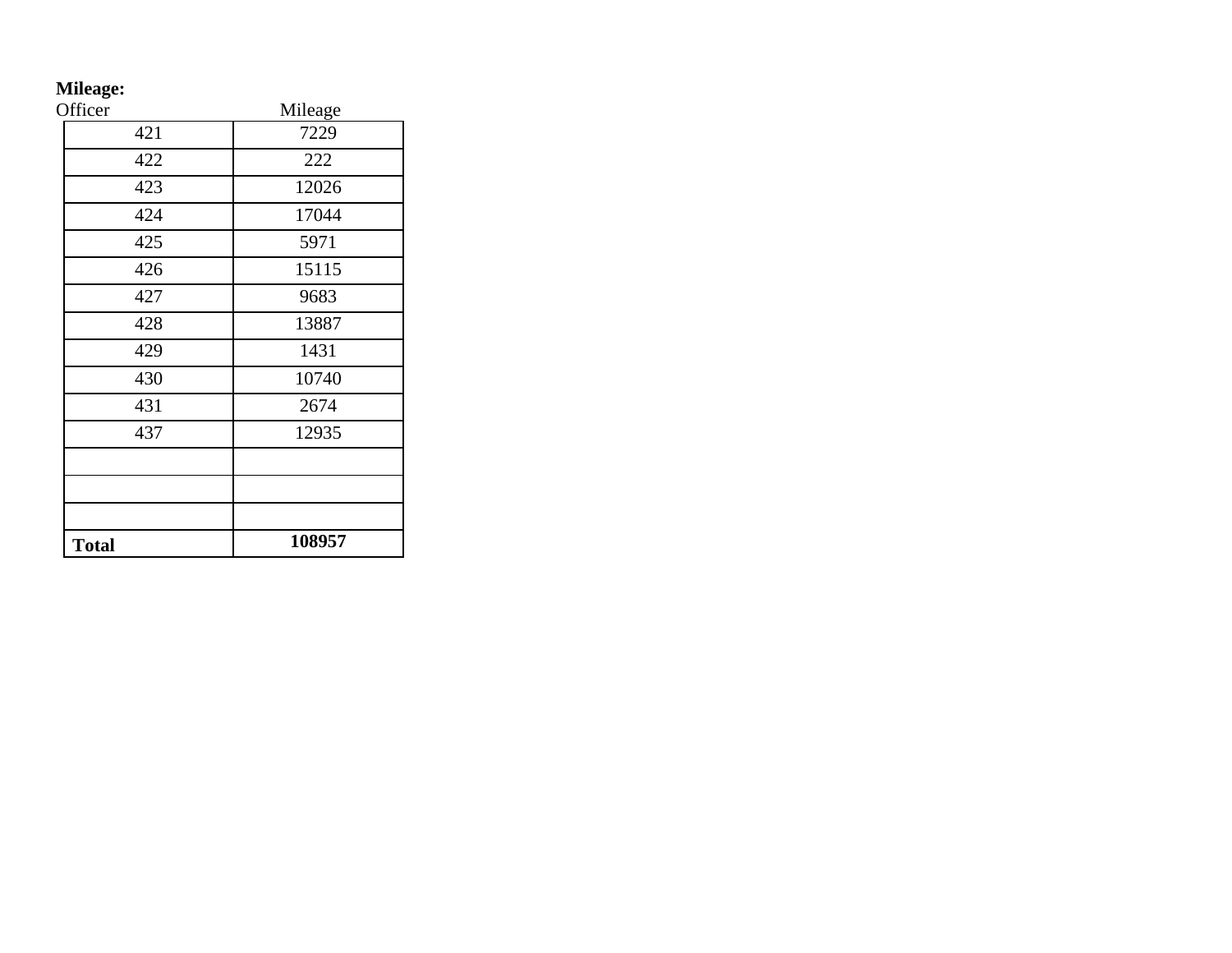**Mileage:**

| Officer | Mileage |
|---|---|
| 421 | 7229 |
| 422 | 222 |
| 423 | 12026 |
| 424 | 17044 |
| 425 | 5971 |
| 426 | 15115 |
| 427 | 9683 |
| 428 | 13887 |
| 429 | 1431 |
| 430 | 10740 |
| 431 | 2674 |
| 437 | 12935 |
| | |
| | |
| | |
| **Total** | **108957** |